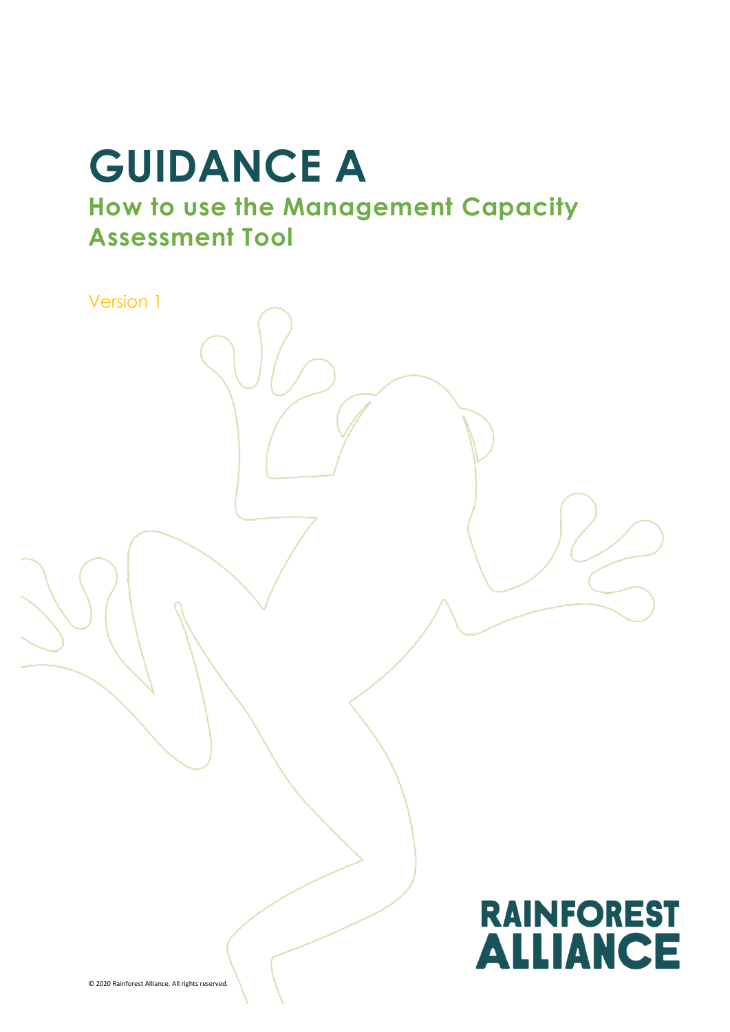# GUIDANCE A

## How to use the Management Capacity Assessment Tool

Version 1

RAINFOREST ALLIANCE

© 2020 Rainforest Alliance. All rights reserved.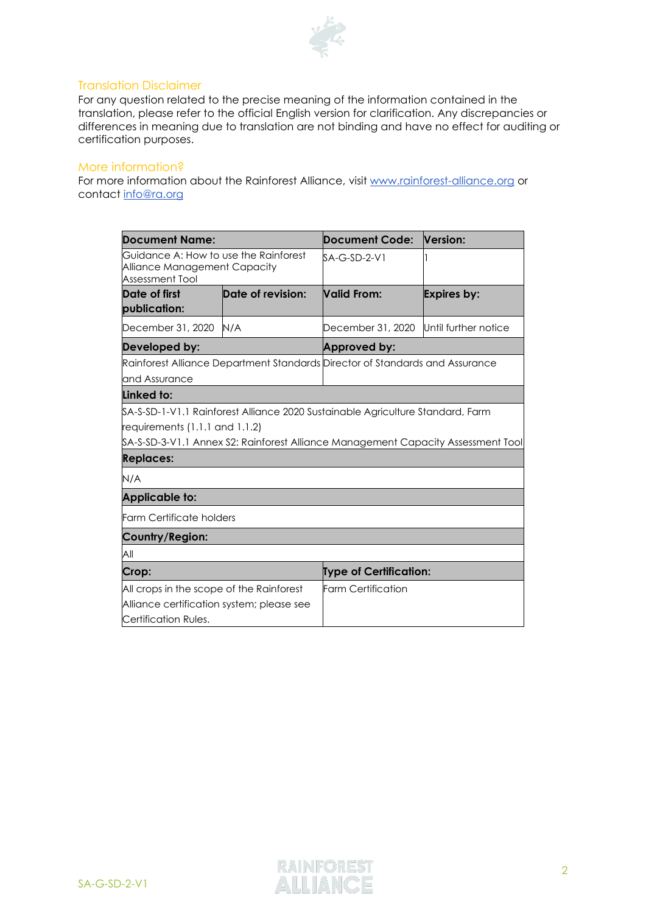## Translation Disclaimer

For any question related to the precise meaning of the information contained in the translation, please refer to the official English version for clarification. Any discrepancies or differences in meaning due to translation are not binding and have no effect for auditing or certification purposes.

## More information?

For more information about the Rainforest Alliance, visit [www.rainforest-alliance.org](www.rainforest-alliance.org) or contact [info@ra.org](mailto:info@ra.org)

| **Document Name:** | | **Document Code:** | **Version:** |
|---|---|---|---|
| Guidance A: How to use the Rainforest Alliance Management Capacity Assessment Tool | | SA-G-SD-2-V1 | 1 |
| **Date of first publication:** | **Date of revision:** | **Valid From:** | **Expires by:** |
| December 31, 2020 | N/A | December 31, 2020 | Until further notice |
| **Developed by:** | | **Approved by:** | |
| Rainforest Alliance Department Standards and Assurance | | Director of Standards and Assurance | |
| **Linked to:** | | | |
| SA-S-SD-1-V1.1 Rainforest Alliance 2020 Sustainable Agriculture Standard, Farm requirements (1.1.1 and 1.1.2)<br>SA-S-SD-3-V1.1 Annex S2: Rainforest Alliance Management Capacity Assessment Tool | | | |
| **Replaces:** | | | |
| N/A | | | |
| **Applicable to:** | | | |
| Farm Certificate holders | | | |
| **Country/Region:** | | | |
| All | | | |
| **Crop:** | | **Type of Certification:** | |
| All crops in the scope of the Rainforest Alliance certification system; please see Certification Rules. | | Farm Certification | |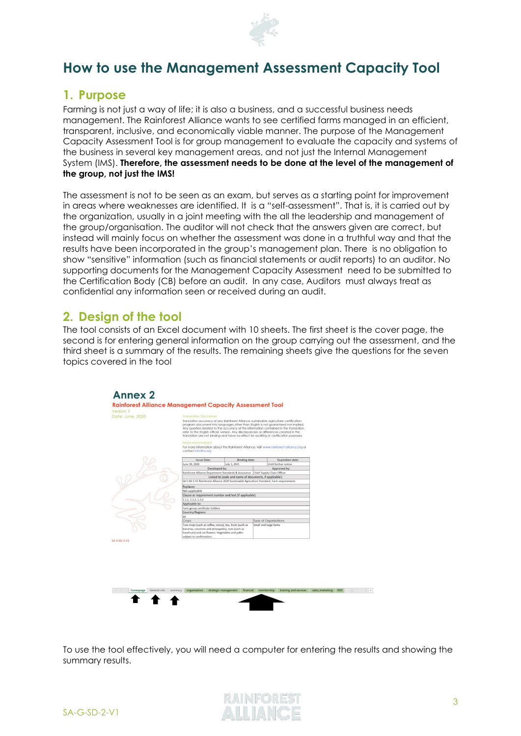# How to use the Management Assessment Capacity Tool

## 1. Purpose

Farming is not just a way of life; it is also a business, and a successful business needs management. The Rainforest Alliance wants to see certified farms managed in an efficient, transparent, inclusive, and economically viable manner. The purpose of the Management Capacity Assessment Tool is for group management to evaluate the capacity and systems of the business in several key management areas, and not just the Internal Management System (IMS). **Therefore, the assessment needs to be done at the level of the management of the group, not just the IMS!**

The assessment is not to be seen as an exam, but serves as a starting point for improvement in areas where weaknesses are identified. It is a "self-assessment". That is, it is carried out by the organization, usually in a joint meeting with the all the leadership and management of the group/organisation. The auditor will not check that the answers given are correct, but instead will mainly focus on whether the assessment was done in a truthful way and that the results have been incorporated in the group's management plan. There is no obligation to show "sensitive" information (such as financial statements or audit reports) to an auditor. No supporting documents for the Management Capacity Assessment need to be submitted to the Certification Body (CB) before an audit. In any case, Auditors must always treat as confidential any information seen or received during an audit.

## 2. Design of the tool

The tool consists of an Excel document with 10 sheets. The first sheet is the cover page, the second is for entering general information on the group carrying out the assessment, and the third sheet is a summary of the results. The remaining sheets give the questions for the seven topics covered in the tool

To use the tool effectively, you will need a computer for entering the results and showing the summary results.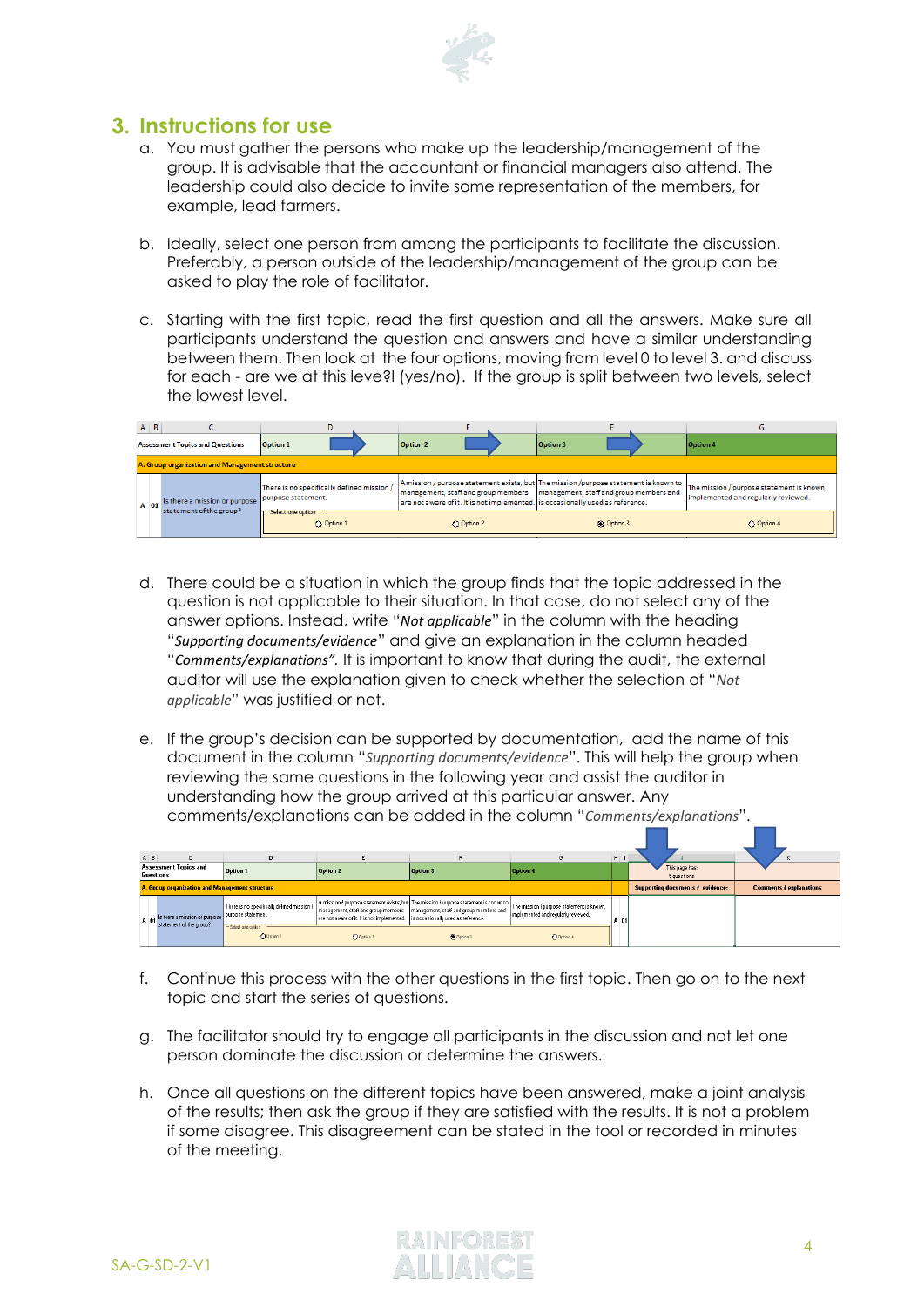## 3. Instructions for use

a. You must gather the persons who make up the leadership/management of the group. It is advisable that the accountant or financial managers also attend. The leadership could also decide to invite some representation of the members, for example, lead farmers.

b. Ideally, select one person from among the participants to facilitate the discussion. Preferably, a person outside of the leadership/management of the group can be asked to play the role of facilitator.

c. Starting with the first topic, read the first question and all the answers. Make sure all participants understand the question and answers and have a similar understanding between them. Then look at the four options, moving from level 0 to level 3. and discuss for each - are we at this leve?l (yes/no). If the group is split between two levels, select the lowest level.

| A | B | C | D | E | F | G |
|---|---|---|---|---|---|---|
| Assessment Topics and Questions | | | Option 1 | Option 2 | Option 3 | Option 4 |
| A. Group organization and Management structure | | | | | | |
| A | 01 | Is there a mission or purpose statement of the group? | There is no specifically defined mission / purpose statement. | A mission / purpose statement exists, but management, staff and group members are not aware of it. It is not implemented. | The mission /purpose statement is known to management, staff and group members and is occasionally used as reference. | The mission / purpose statement is known, implemented and regularly reviewed. |
| | | Select one option | ○ Option 1 | ○ Option 2 | ◉ Option 3 | ○ Option 4 |

d. There could be a situation in which the group finds that the topic addressed in the question is not applicable to their situation. In that case, do not select any of the answer options. Instead, write "*Not applicable*" in the column with the heading "*Supporting documents/evidence*" and give an explanation in the column headed "*Comments/explanations"*. It is important to know that during the audit, the external auditor will use the explanation given to check whether the selection of "*Not applicable*" was justified or not.

e. If the group's decision can be supported by documentation, add the name of this document in the column "*Supporting documents/evidence*". This will help the group when reviewing the same questions in the following year and assist the auditor in understanding how the group arrived at this particular answer. Any comments/explanations can be added in the column "*Comments/explanations*".

| A | B | C | D | E | F | G | H | I | J | K |
|---|---|---|---|---|---|---|---|---|---|---|
| Assessment Topics and Questions | | | Option 1 | Option 2 | Option 3 | Option 4 | | | This page has 9 questions | |
| A. Group organization and Management structure | | | | | | | | | Supporting documents / evidence: | Comments / explanations |
| A | 01 | Is there a mission or purpose statement of the group? | There is no specifically defined mission / purpose statement. | A mission / purpose statement exists, but management, staff and group members are not aware of it. It is not implemented. | The mission /purpose statement is known to management, staff and group members and is occasionally used as reference. | The mission / purpose statement is known, implemented and regularly reviewed. | A | 01 | | |
| | | Select one option | ○ Option 1 | ○ Option 2 | ◉ Option 3 | ○ Option 4 | | | | |

f. Continue this process with the other questions in the first topic. Then go on to the next topic and start the series of questions.

g. The facilitator should try to engage all participants in the discussion and not let one person dominate the discussion or determine the answers.

h. Once all questions on the different topics have been answered, make a joint analysis of the results; then ask the group if they are satisfied with the results. It is not a problem if some disagree. This disagreement can be stated in the tool or recorded in minutes of the meeting.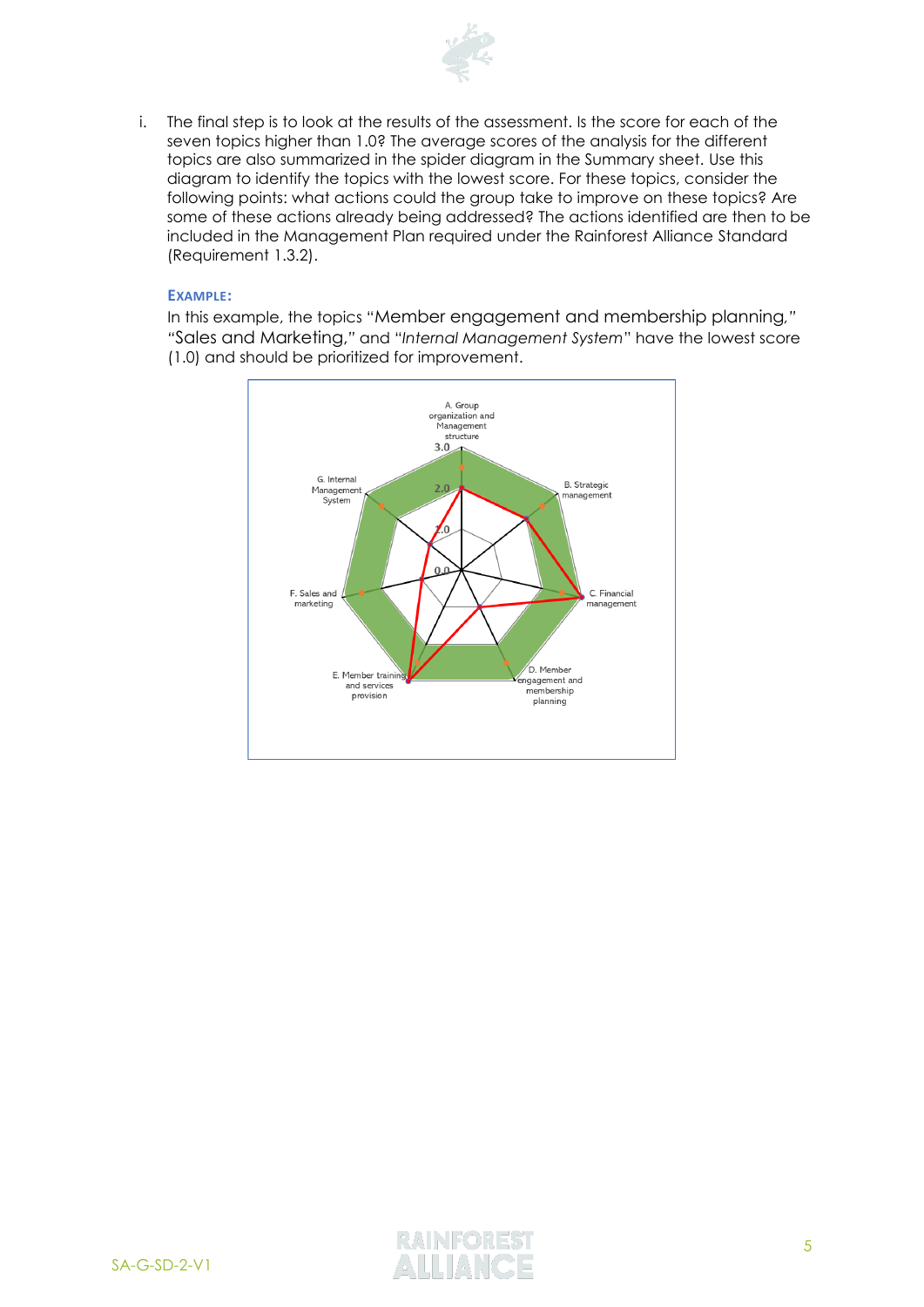i. The final step is to look at the results of the assessment. Is the score for each of the seven topics higher than 1.0? The average scores of the analysis for the different topics are also summarized in the spider diagram in the Summary sheet. Use this diagram to identify the topics with the lowest score. For these topics, consider the following points: what actions could the group take to improve on these topics? Are some of these actions already being addressed? The actions identified are then to be included in the Management Plan required under the Rainforest Alliance Standard (Requirement 1.3.2).

**EXAMPLE:**

In this example, the topics "Member engagement and membership planning," "Sales and Marketing," and "*Internal Management System*" have the lowest score (1.0) and should be prioritized for improvement.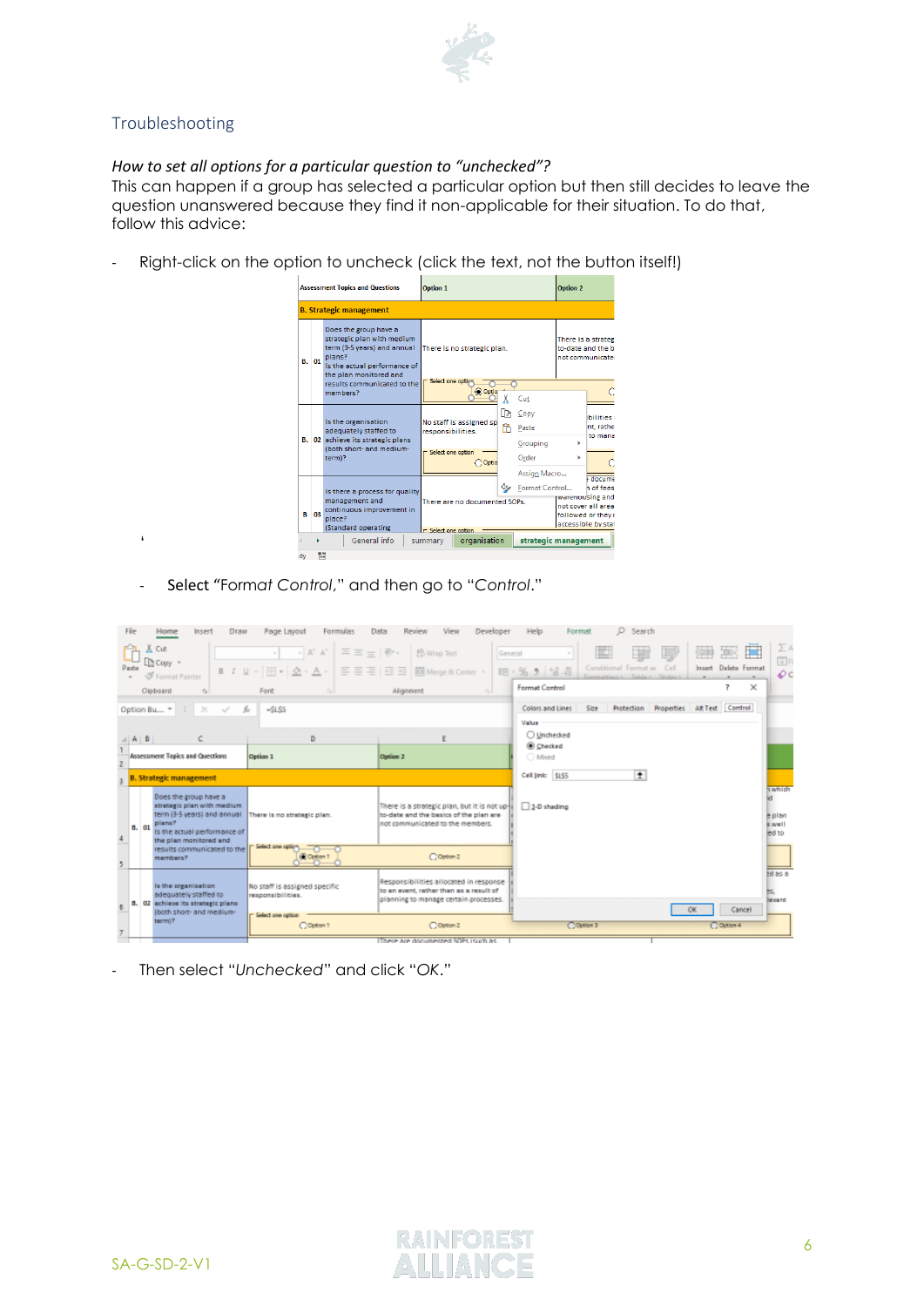## Troubleshooting

*How to set all options for a particular question to "unchecked"?*
This can happen if a group has selected a particular option but then still decides to leave the question unanswered because they find it non-applicable for their situation. To do that, follow this advice:

- Right-click on the option to uncheck (click the text, not the button itself!)

- Select "*Format Control*," and then go to "*Control*."

- Then select "*Unchecked*" and click "*OK*."